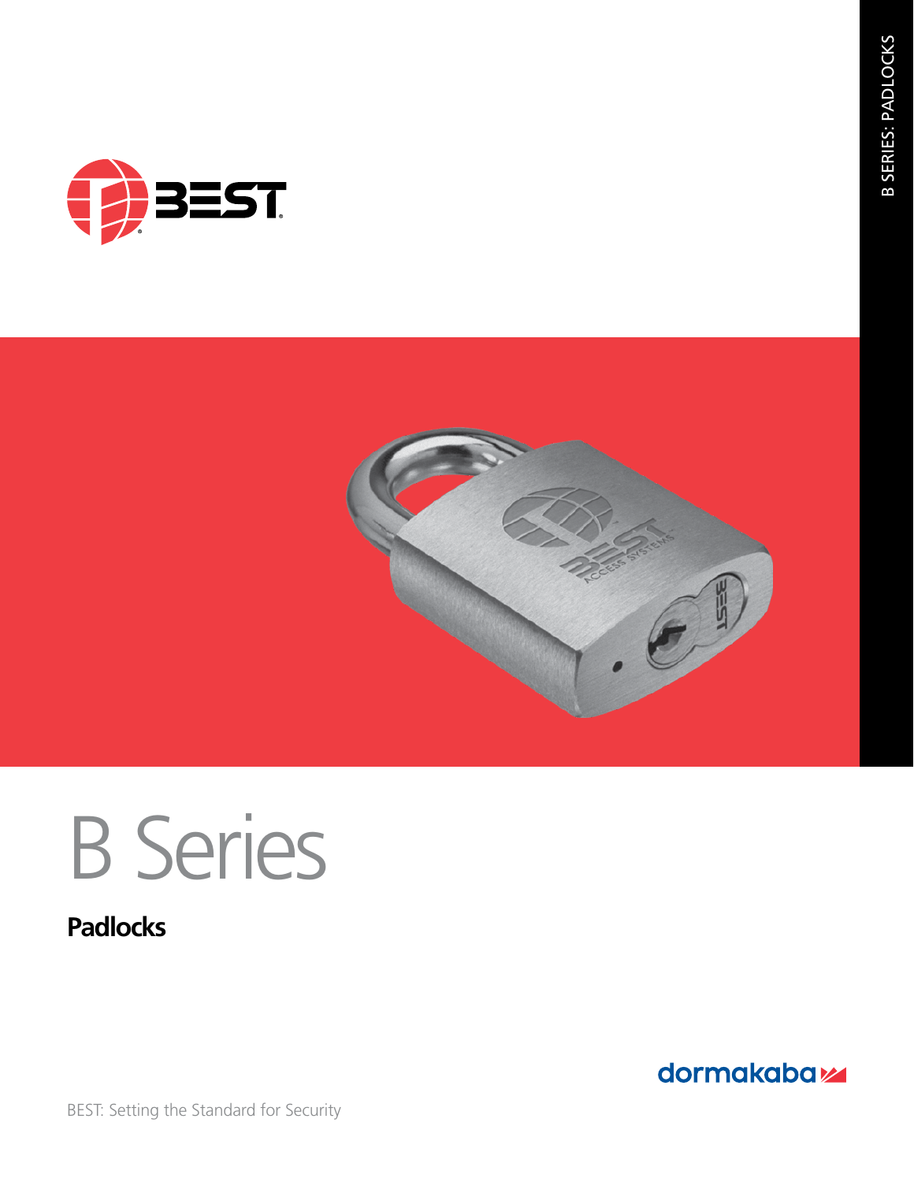# B Series

## Padlocks

BEST: Setting the Standard for Security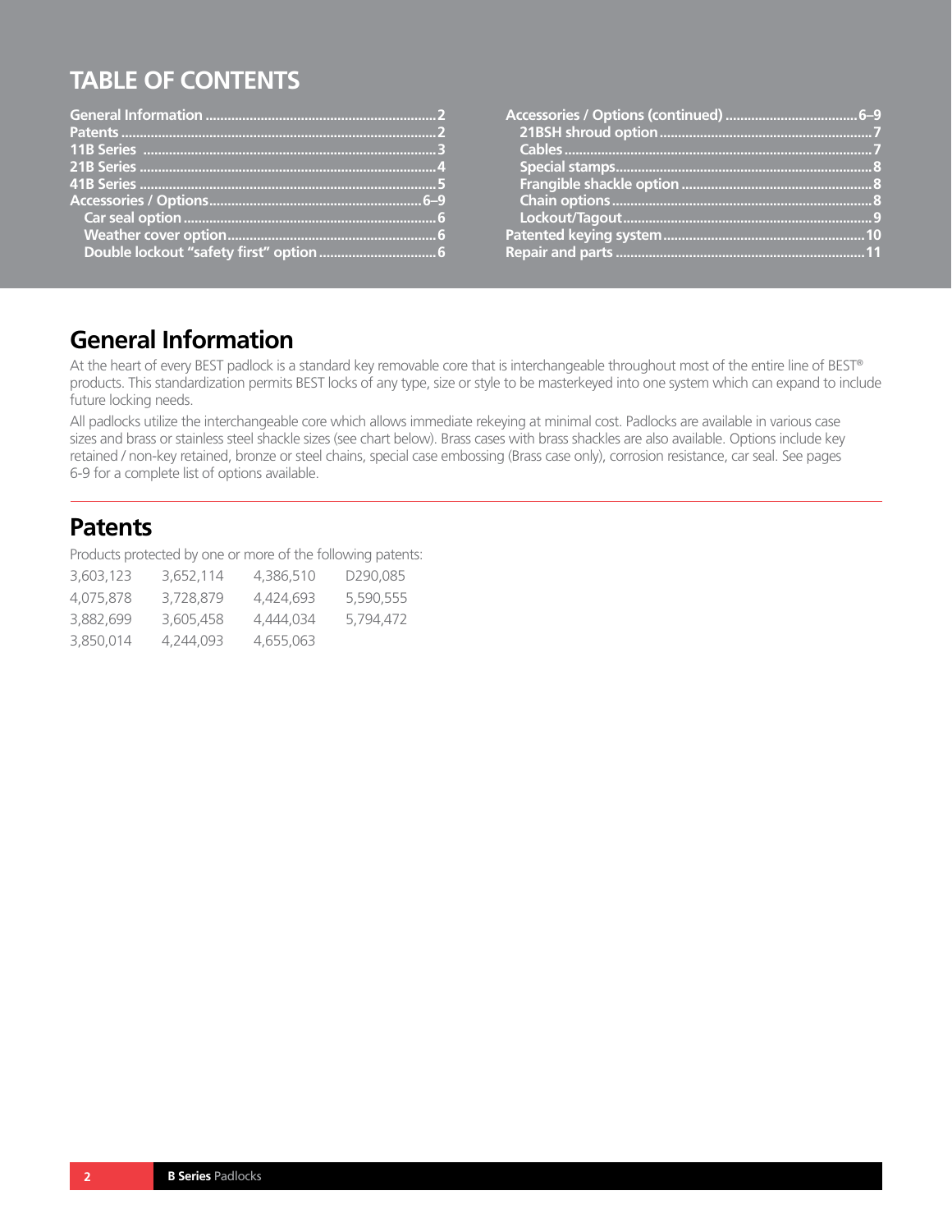# TABLE OF CONTENTS

- General Information ........................................ 2
- Patents ........................................ 2
- 11B Series ........................................ 3
- 21B Series ........................................ 4
- 41B Series ........................................ 5
- Accessories / Options ........................................ 6–9
  - Car seal option ........................................ 6
  - Weather cover option ........................................ 6
  - Double lockout "safety first" option ........................................ 6
- Accessories / Options (continued) ........................................ 6–9
  - 21BSH shroud option ........................................ 7
  - Cables ........................................ 7
  - Special stamps ........................................ 8
  - Frangible shackle option ........................................ 8
  - Chain options ........................................ 8
  - Lockout/Tagout ........................................ 9
- Patented keying system ........................................ 10
- Repair and parts ........................................ 11

## General Information

At the heart of every BEST padlock is a standard key removable core that is interchangeable throughout most of the entire line of BEST® products. This standardization permits BEST locks of any type, size or style to be masterkeyed into one system which can expand to include future locking needs.

All padlocks utilize the interchangeable core which allows immediate rekeying at minimal cost. Padlocks are available in various case sizes and brass or stainless steel shackle sizes (see chart below). Brass cases with brass shackles are also available. Options include key retained / non-key retained, bronze or steel chains, special case embossing (Brass case only), corrosion resistance, car seal. See pages 6-9 for a complete list of options available.

## Patents

Products protected by one or more of the following patents:

| | | | |
|---|---|---|---|
| 3,603,123 | 3,652,114 | 4,386,510 | D290,085 |
| 4,075,878 | 3,728,879 | 4,424,693 | 5,590,555 |
| 3,882,699 | 3,605,458 | 4,444,034 | 5,794,472 |
| 3,850,014 | 4,244,093 | 4,655,063 | |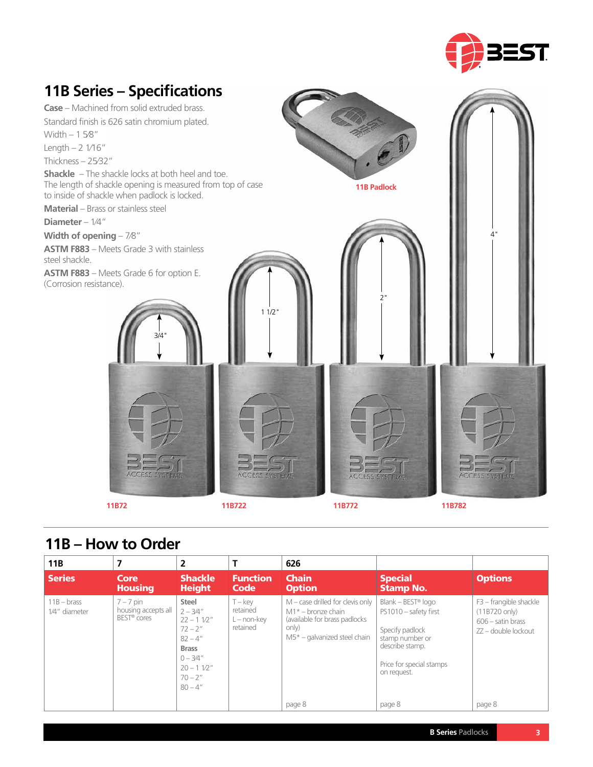## 11B Series – Specifications

**Case** – Machined from solid extruded brass.
Standard finish is 626 satin chromium plated.
Width – 1 5⁄8″
Length – 2 1⁄16″
Thickness – 25⁄32″

**Shackle** – The shackle locks at both heel and toe.
The length of shackle opening is measured from top of case to inside of shackle when padlock is locked.

**Material** – Brass or stainless steel

**Diameter** – 1⁄4″

**Width of opening** – 7⁄8″

**ASTM F883** – Meets Grade 3 with stainless steel shackle.

**ASTM F883** – Meets Grade 6 for option E. (Corrosion resistance).

11B Padlock

3/4"
1 1/2"
2"
4"

11B72 11B722 11B772 11B782

## 11B – How to Order

| 11B | 7 | 2 | T | 626 | | |
|---|---|---|---|---|---|---|
| **Series** | **Core Housing** | **Shackle Height** | **Function Code** | **Chain Option** | **Special Stamp No.** | **Options** |
| 11B – brass 1⁄4″ diameter | 7 – 7 pin housing accepts all BEST® cores | **Steel** 2 – 3⁄4″ 22 – 1 1⁄2″ 72 – 2″ 82 – 4″ **Brass** 0 – 3⁄4″ 20 – 1 1⁄2″ 70 – 2″ 80 – 4″ | T – key retained L – non-key retained | M – case drilled for clevis only M1* – bronze chain (available for brass padlocks only) M5* – galvanized steel chain page 8 | Blank – BEST® logo PS1010 – safety first Specify padlock stamp number or describe stamp. Price for special stamps on request. page 8 | F3 – frangible shackle (11B720 only) 606 – satin brass ZZ – double lockout page 8 |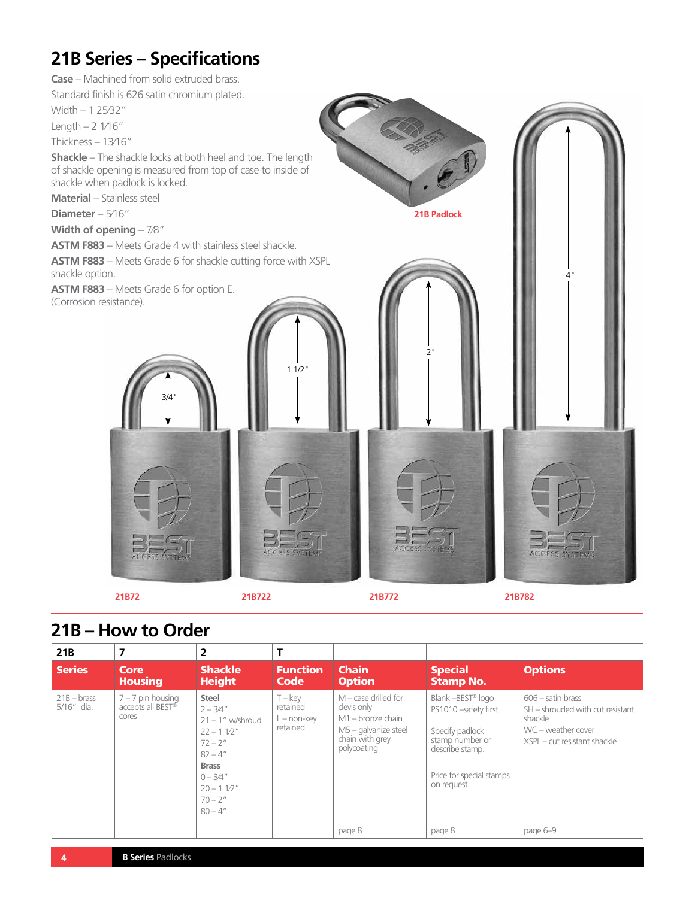# 21B Series – Specifications

**Case** – Machined from solid extruded brass.
Standard finish is 626 satin chromium plated.
Width – 1 25⁄32″
Length – 2 1⁄16″
Thickness – 13⁄16″

**Shackle** – The shackle locks at both heel and toe. The length of shackle opening is measured from top of case to inside of shackle when padlock is locked.

**Material** – Stainless steel

**Diameter** – 5⁄16″

**Width of opening** – 7⁄8″

**ASTM F883** – Meets Grade 4 with stainless steel shackle.

**ASTM F883** – Meets Grade 6 for shackle cutting force with XSPL shackle option.

**ASTM F883** – Meets Grade 6 for option E. (Corrosion resistance).

21B Padlock

3/4"    1 1/2"    2"    4"

21B72    21B722    21B772    21B782

## 21B – How to Order

| 21B | 7 | 2 | T | | | |
|---|---|---|---|---|---|---|
| **Series** | **Core Housing** | **Shackle Height** | **Function Code** | **Chain Option** | **Special Stamp No.** | **Options** |
| 21B – brass 5/16″ dia. | 7 – 7 pin housing accepts all BEST® cores | **Steel**<br>2 – 3⁄4″<br>21 – 1″ w/shroud<br>22 – 1 1⁄2″<br>72 – 2″<br>82 – 4″<br>**Brass**<br>0 – 3⁄4″<br>20 – 1 1⁄2″<br>70 – 2″<br>80 – 4″ | T – key retained<br>L – non-key retained | M – case drilled for clevis only<br>M1 – bronze chain<br>M5 – galvanize steel chain with grey polycoating<br><br>page 8 | Blank –BEST® logo<br>PS1010 –safety first<br><br>Specify padlock stamp number or describe stamp.<br><br>Price for special stamps on request.<br><br>page 8 | 606 – satin brass<br>SH – shrouded with cut resistant shackle<br>WC – weather cover<br>XSPL – cut resistant shackle<br><br>page 6–9 |

**B Series** Padlocks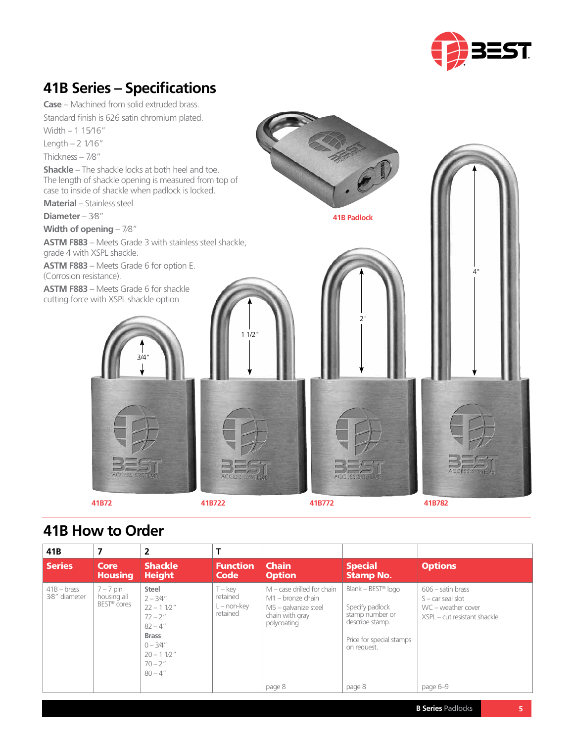## 41B Series – Specifications

**Case** – Machined from solid extruded brass.

Standard finish is 626 satin chromium plated.

Width – 1 15⁄16″

Length – 2 1⁄16″

Thickness – 7⁄8″

**Shackle** – The shackle locks at both heel and toe. The length of shackle opening is measured from top of case to inside of shackle when padlock is locked.

**Material** – Stainless steel

**Diameter** – 3⁄8″

**Width of opening** – 7⁄8″

**ASTM F883** – Meets Grade 3 with stainless steel shackle, grade 4 with XSPL shackle.

**ASTM F883** – Meets Grade 6 for option E. (Corrosion resistance).

**ASTM F883** – Meets Grade 6 for shackle cutting force with XSPL shackle option

41B Padlock

3/4"

1 1/2"

2"

4"

41B72 | 41B722 | 41B772 | 41B782

## 41B How to Order

| 41B | 7 | 2 | T | | | |
|---|---|---|---|---|---|---|
| **Series** | **Core Housing** | **Shackle Height** | **Function Code** | **Chain Option** | **Special Stamp No.** | **Options** |
| 41B – brass 3⁄8″ diameter | 7 – 7 pin housing all BEST® cores | **Steel**<br>2 – 3⁄4″<br>22 – 1 1⁄2″<br>72 – 2″<br>82 – 4″<br>**Brass**<br>0 – 3⁄4″<br>20 – 1 1⁄2″<br>70 – 2″<br>80 – 4″ | T – key retained<br>L – non-key retained | M – case drilled for chain<br>M1 – bronze chain<br>M5 – galvanize steel chain with gray polycoating<br><br>page 8 | Blank – BEST® logo<br><br>Specify padlock stamp number or describe stamp.<br><br>Price for special stamps on request.<br><br>page 8 | 606 – satin brass<br>S – car seal slot<br>WC – weather cover<br>XSPL – cut resistant shackle<br><br>page 6–9 |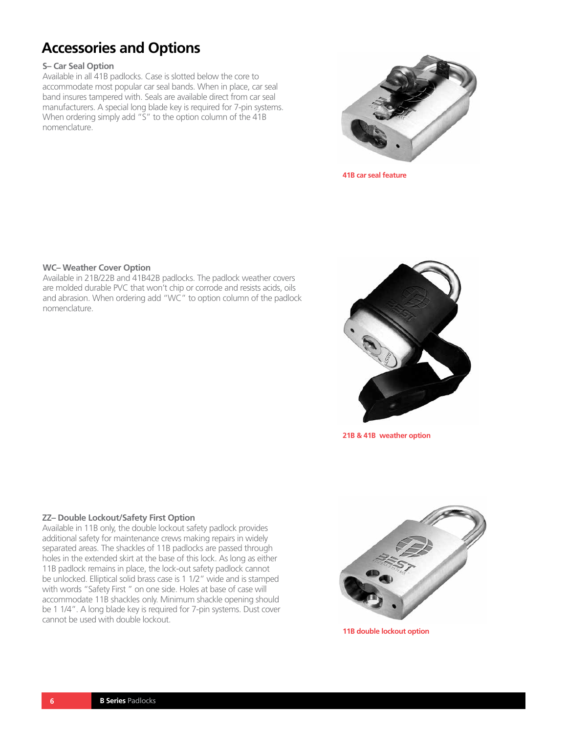# Accessories and Options

### S– Car Seal Option

Available in all 41B padlocks. Case is slotted below the core to accommodate most popular car seal bands. When in place, car seal band insures tampered with. Seals are available direct from car seal manufacturers. A special long blade key is required for 7-pin systems. When ordering simply add "S" to the option column of the 41B nomenclature.

**41B car seal feature**

### WC– Weather Cover Option

Available in 21B/22B and 41B42B padlocks. The padlock weather covers are molded durable PVC that won't chip or corrode and resists acids, oils and abrasion. When ordering add "WC" to option column of the padlock nomenclature.

**21B & 41B weather option**

### ZZ– Double Lockout/Safety First Option

Available in 11B only, the double lockout safety padlock provides additional safety for maintenance crews making repairs in widely separated areas. The shackles of 11B padlocks are passed through holes in the extended skirt at the base of this lock. As long as either 11B padlock remains in place, the lock-out safety padlock cannot be unlocked. Elliptical solid brass case is 1 1/2" wide and is stamped with words "Safety First " on one side. Holes at base of case will accommodate 11B shackles only. Minimum shackle opening should be 1 1/4". A long blade key is required for 7-pin systems. Dust cover cannot be used with double lockout.

**11B double lockout option**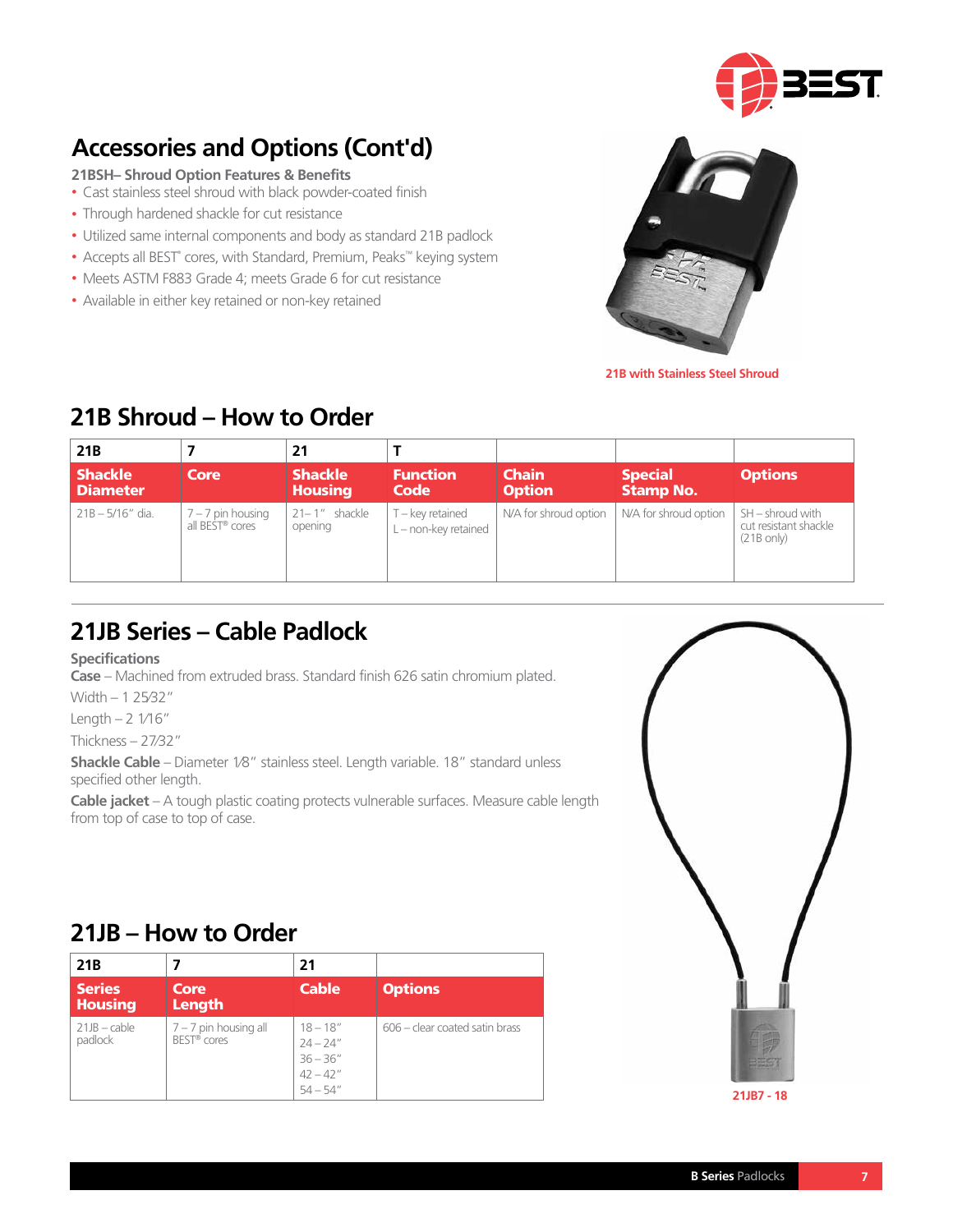## Accessories and Options (Cont'd)

**21BSH– Shroud Option Features & Benefits**

- Cast stainless steel shroud with black powder-coated finish
- Through hardened shackle for cut resistance
- Utilized same internal components and body as standard 21B padlock
- Accepts all BEST® cores, with Standard, Premium, Peaks™ keying system
- Meets ASTM F883 Grade 4; meets Grade 6 for cut resistance
- Available in either key retained or non-key retained

21B with Stainless Steel Shroud

## 21B Shroud – How to Order

| 21B | 7 | 21 | T | | | |
|---|---|---|---|---|---|---|
| **Shackle Diameter** | **Core** | **Shackle Housing** | **Function Code** | **Chain Option** | **Special Stamp No.** | **Options** |
| 21B – 5/16" dia. | 7 – 7 pin housing all BEST® cores | 21– 1" shackle opening | T – key retained<br>L – non-key retained | N/A for shroud option | N/A for shroud option | SH – shroud with cut resistant shackle (21B only) |

## 21JB Series – Cable Padlock

**Specifications**

**Case** – Machined from extruded brass. Standard finish 626 satin chromium plated.

Width – 1 25⁄32"

Length – 2 1⁄16"

Thickness – 27⁄32"

**Shackle Cable** – Diameter 1⁄8" stainless steel. Length variable. 18" standard unless specified other length.

**Cable jacket** – A tough plastic coating protects vulnerable surfaces. Measure cable length from top of case to top of case.

## 21JB – How to Order

| 21B | 7 | 21 | |
|---|---|---|---|
| **Series Housing** | **Core Length** | **Cable** | **Options** |
| 21JB – cable padlock | 7 – 7 pin housing all BEST® cores | 18 – 18"<br>24 – 24"<br>36 – 36"<br>42 – 42"<br>54 – 54" | 606 – clear coated satin brass |

21JB7 - 18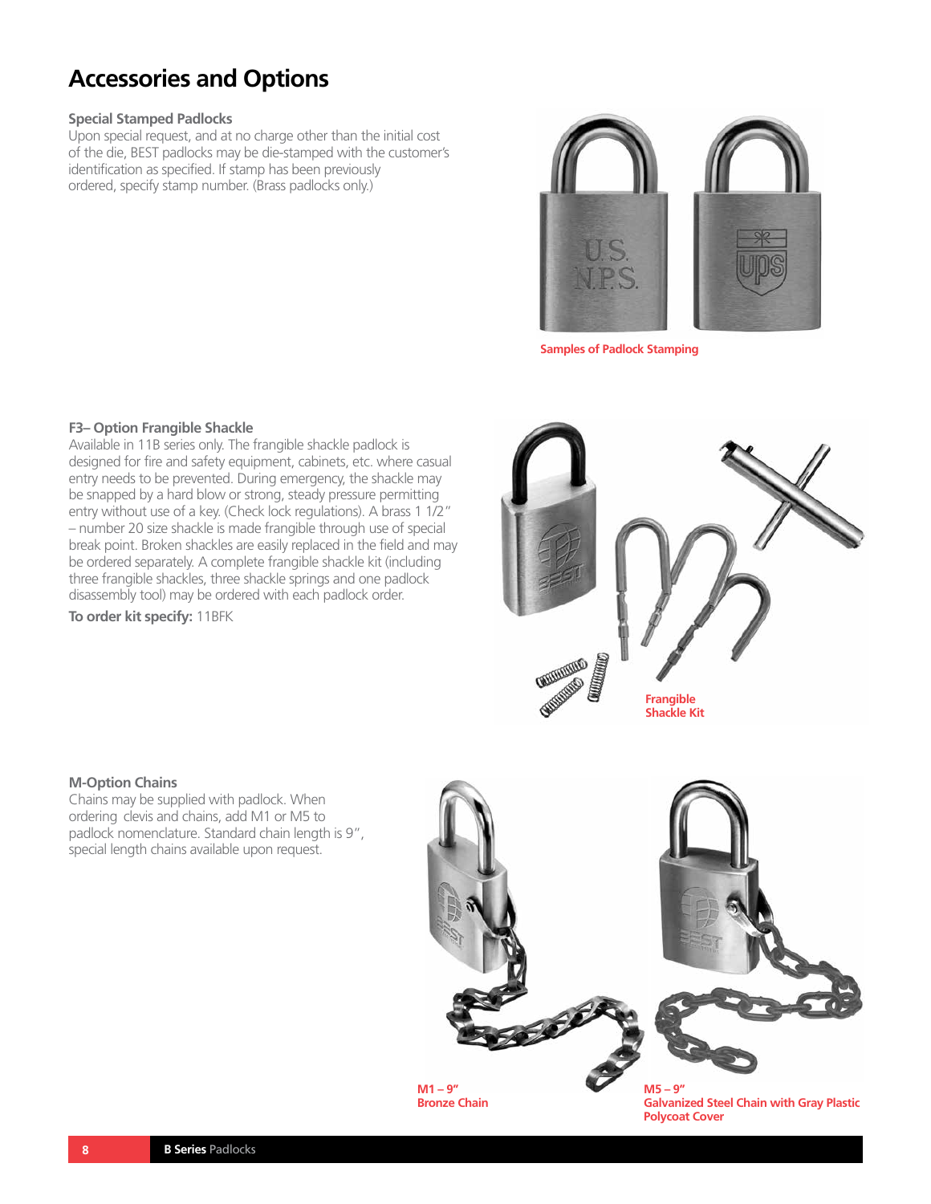# Accessories and Options

### Special Stamped Padlocks

Upon special request, and at no charge other than the initial cost of the die, BEST padlocks may be die-stamped with the customer's identification as specified. If stamp has been previously ordered, specify stamp number. (Brass padlocks only.)

**Samples of Padlock Stamping**

### F3– Option Frangible Shackle

Available in 11B series only. The frangible shackle padlock is designed for fire and safety equipment, cabinets, etc. where casual entry needs to be prevented. During emergency, the shackle may be snapped by a hard blow or strong, steady pressure permitting entry without use of a key. (Check lock regulations). A brass 1 1/2" – number 20 size shackle is made frangible through use of special break point. Broken shackles are easily replaced in the field and may be ordered separately. A complete frangible shackle kit (including three frangible shackles, three shackle springs and one padlock disassembly tool) may be ordered with each padlock order.

**To order kit specify:** 11BFK

**Frangible Shackle Kit**

### M-Option Chains

Chains may be supplied with padlock. When ordering clevis and chains, add M1 or M5 to padlock nomenclature. Standard chain length is 9", special length chains available upon request.

**M1 – 9" Bronze Chain**

**M5 – 9" Galvanized Steel Chain with Gray Plastic Polycoat Cover**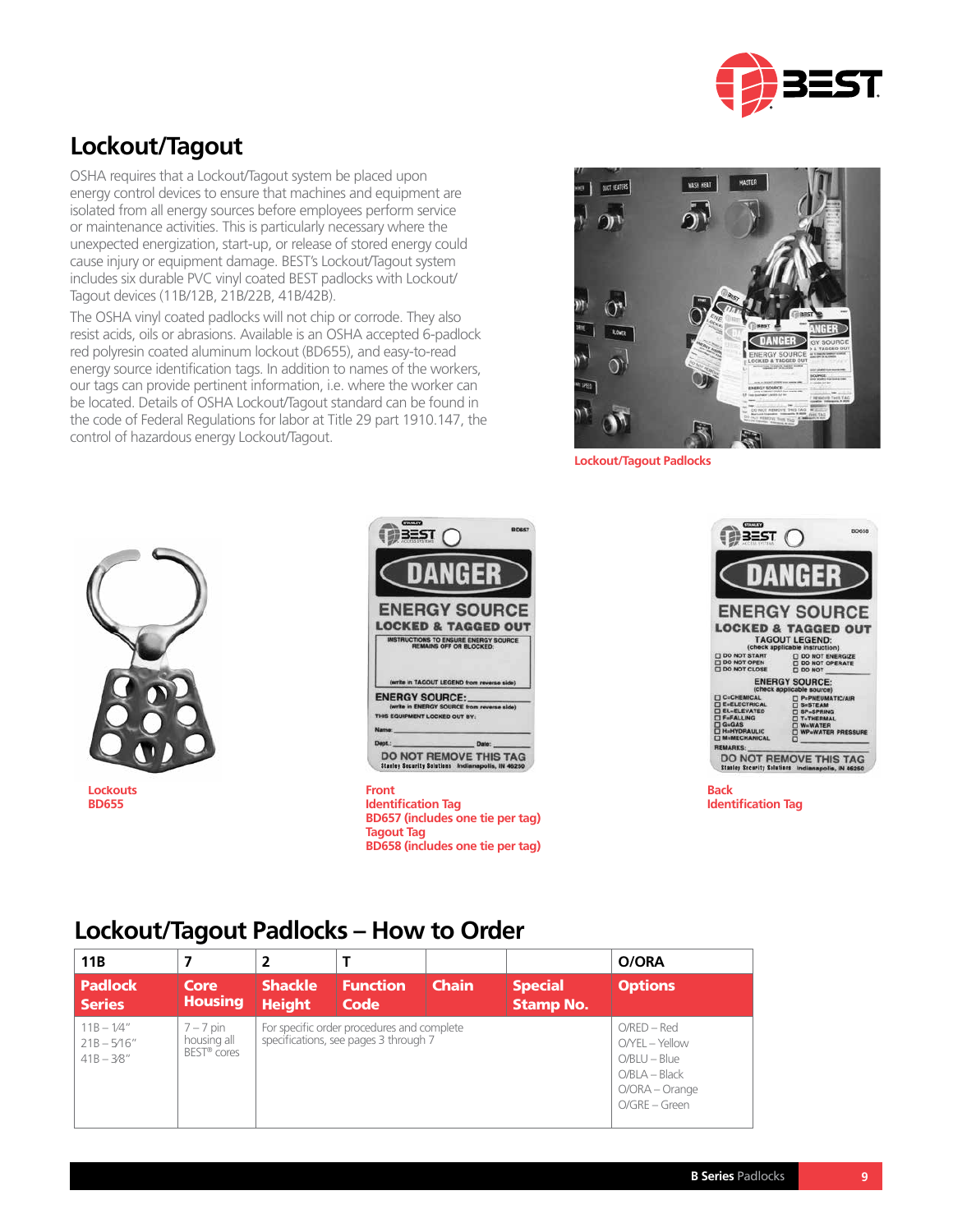## Lockout/Tagout

OSHA requires that a Lockout/Tagout system be placed upon energy control devices to ensure that machines and equipment are isolated from all energy sources before employees perform service or maintenance activities. This is particularly necessary where the unexpected energization, start-up, or release of stored energy could cause injury or equipment damage. BEST's Lockout/Tagout system includes six durable PVC vinyl coated BEST padlocks with Lockout/Tagout devices (11B/12B, 21B/22B, 41B/42B).

The OSHA vinyl coated padlocks will not chip or corrode. They also resist acids, oils or abrasions. Available is an OSHA accepted 6-padlock red polyresin coated aluminum lockout (BD655), and easy-to-read energy source identification tags. In addition to names of the workers, our tags can provide pertinent information, i.e. where the worker can be located. Details of OSHA Lockout/Tagout standard can be found in the code of Federal Regulations for labor at Title 29 part 1910.147, the control of hazardous energy Lockout/Tagout.

Lockout/Tagout Padlocks

Lockouts
BD655

Front
Identification Tag
BD657 (includes one tie per tag)
Tagout Tag
BD658 (includes one tie per tag)

Back
Identification Tag

## Lockout/Tagout Padlocks – How to Order

| 11B | 7 | 2 | T | | | O/ORA |
|---|---|---|---|---|---|---|
| **Padlock Series** | **Core Housing** | **Shackle Height** | **Function Code** | **Chain** | **Special Stamp No.** | **Options** |
| 11B – 1/4″<br>21B – 5/16″<br>41B – 3/8″ | 7 – 7 pin housing all BEST® cores | For specific order procedures and complete specifications, see pages 3 through 7 | | | | O/RED – Red<br>O/YEL – Yellow<br>O/BLU – Blue<br>O/BLA – Black<br>O/ORA – Orange<br>O/GRE – Green |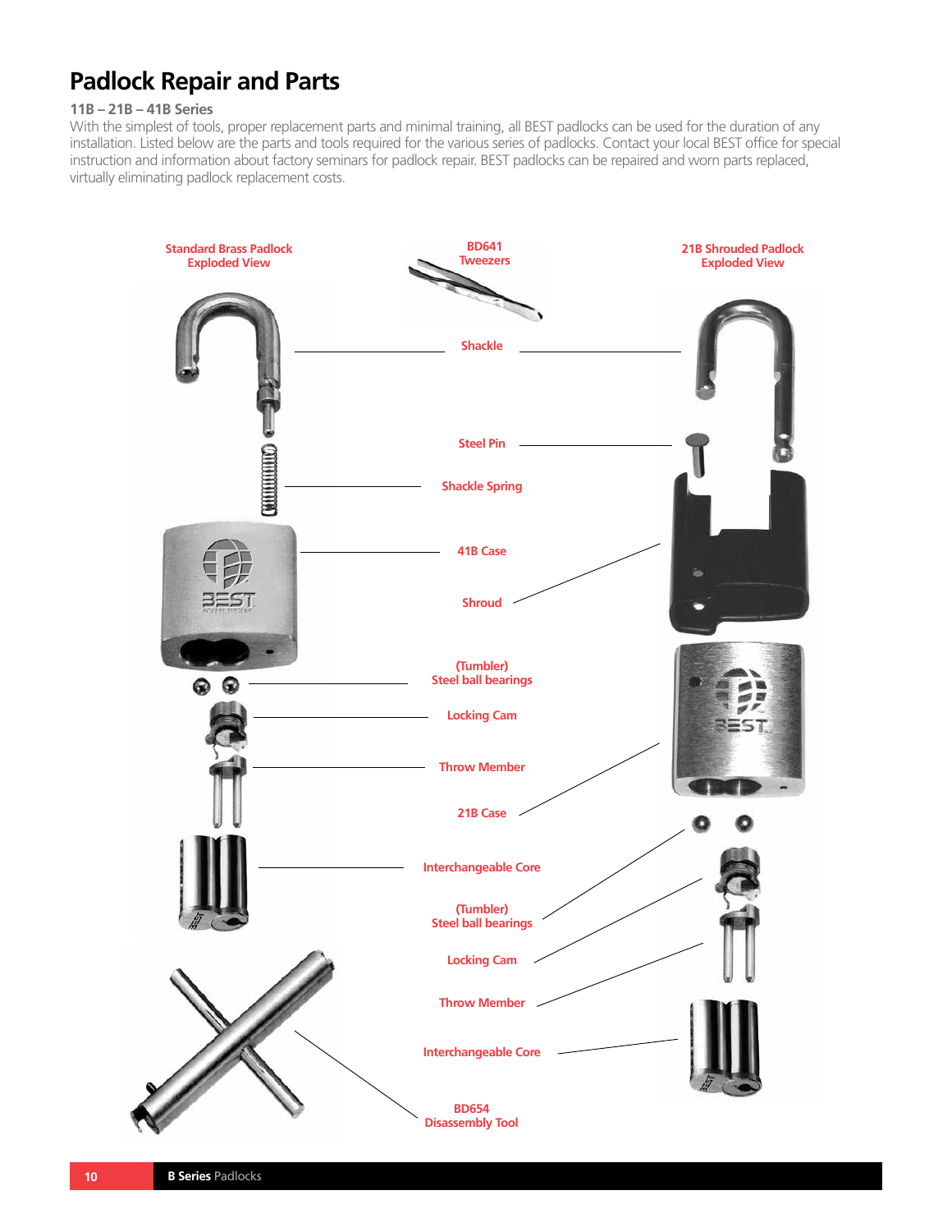# Padlock Repair and Parts

### 11B – 21B – 41B Series

With the simplest of tools, proper replacement parts and minimal training, all BEST padlocks can be used for the duration of any installation. Listed below are the parts and tools required for the various series of padlocks. Contact your local BEST office for special instruction and information about factory seminars for padlock repair. BEST padlocks can be repaired and worn parts replaced, virtually eliminating padlock replacement costs.

Standard Brass Padlock Exploded View

BD641 Tweezers

21B Shrouded Padlock Exploded View

Shackle

Steel Pin

Shackle Spring

41B Case

Shroud

(Tumbler) Steel ball bearings

Locking Cam

Throw Member

21B Case

Interchangeable Core

(Tumbler) Steel ball bearings

Locking Cam

Throw Member

Interchangeable Core

BD654 Disassembly Tool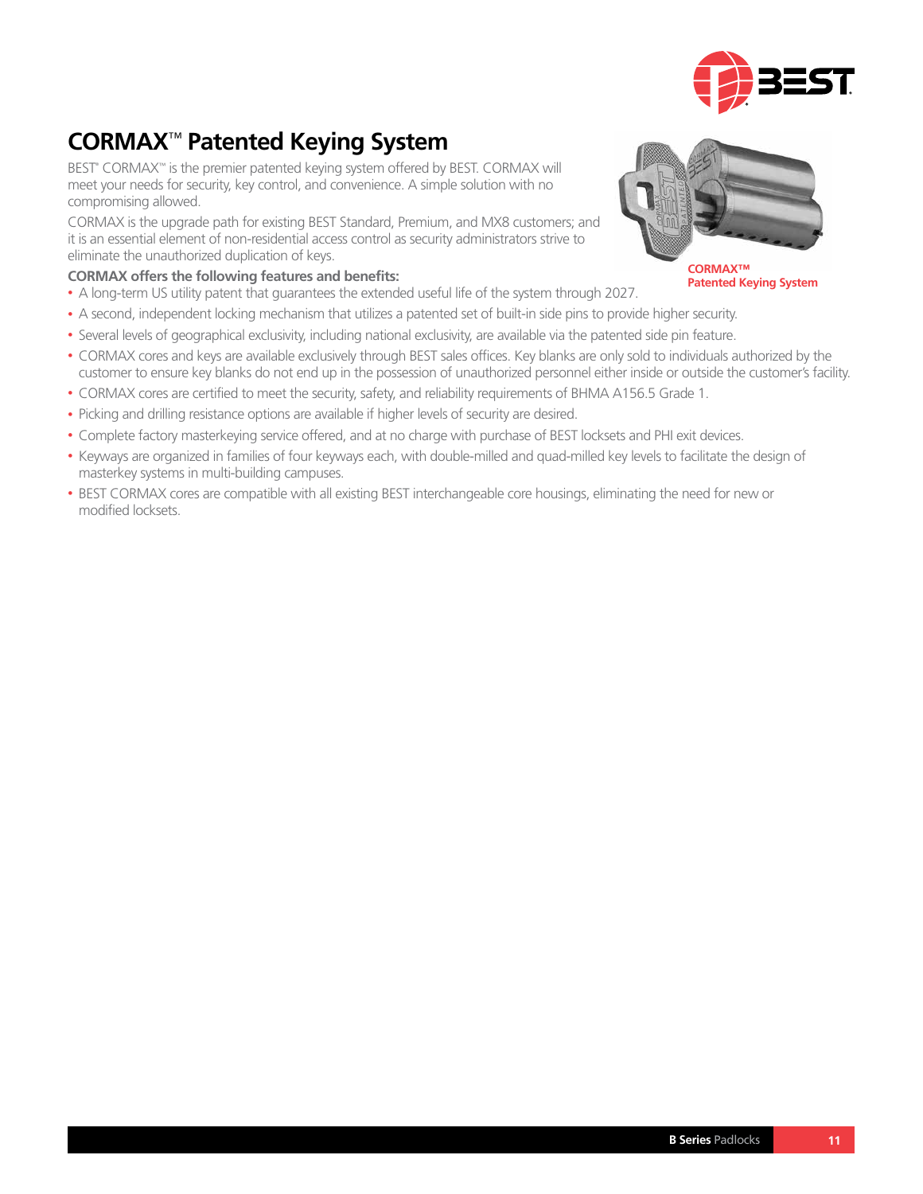# CORMAX™ Patented Keying System

BEST® CORMAX™ is the premier patented keying system offered by BEST. CORMAX will meet your needs for security, key control, and convenience. A simple solution with no compromising allowed.

CORMAX is the upgrade path for existing BEST Standard, Premium, and MX8 customers; and it is an essential element of non-residential access control as security administrators strive to eliminate the unauthorized duplication of keys.

CORMAX™ Patented Keying System

**CORMAX offers the following features and benefits:**

- A long-term US utility patent that guarantees the extended useful life of the system through 2027.
- A second, independent locking mechanism that utilizes a patented set of built-in side pins to provide higher security.
- Several levels of geographical exclusivity, including national exclusivity, are available via the patented side pin feature.
- CORMAX cores and keys are available exclusively through BEST sales offices. Key blanks are only sold to individuals authorized by the customer to ensure key blanks do not end up in the possession of unauthorized personnel either inside or outside the customer's facility.
- CORMAX cores are certified to meet the security, safety, and reliability requirements of BHMA A156.5 Grade 1.
- Picking and drilling resistance options are available if higher levels of security are desired.
- Complete factory masterkeying service offered, and at no charge with purchase of BEST locksets and PHI exit devices.
- Keyways are organized in families of four keyways each, with double-milled and quad-milled key levels to facilitate the design of masterkey systems in multi-building campuses.
- BEST CORMAX cores are compatible with all existing BEST interchangeable core housings, eliminating the need for new or modified locksets.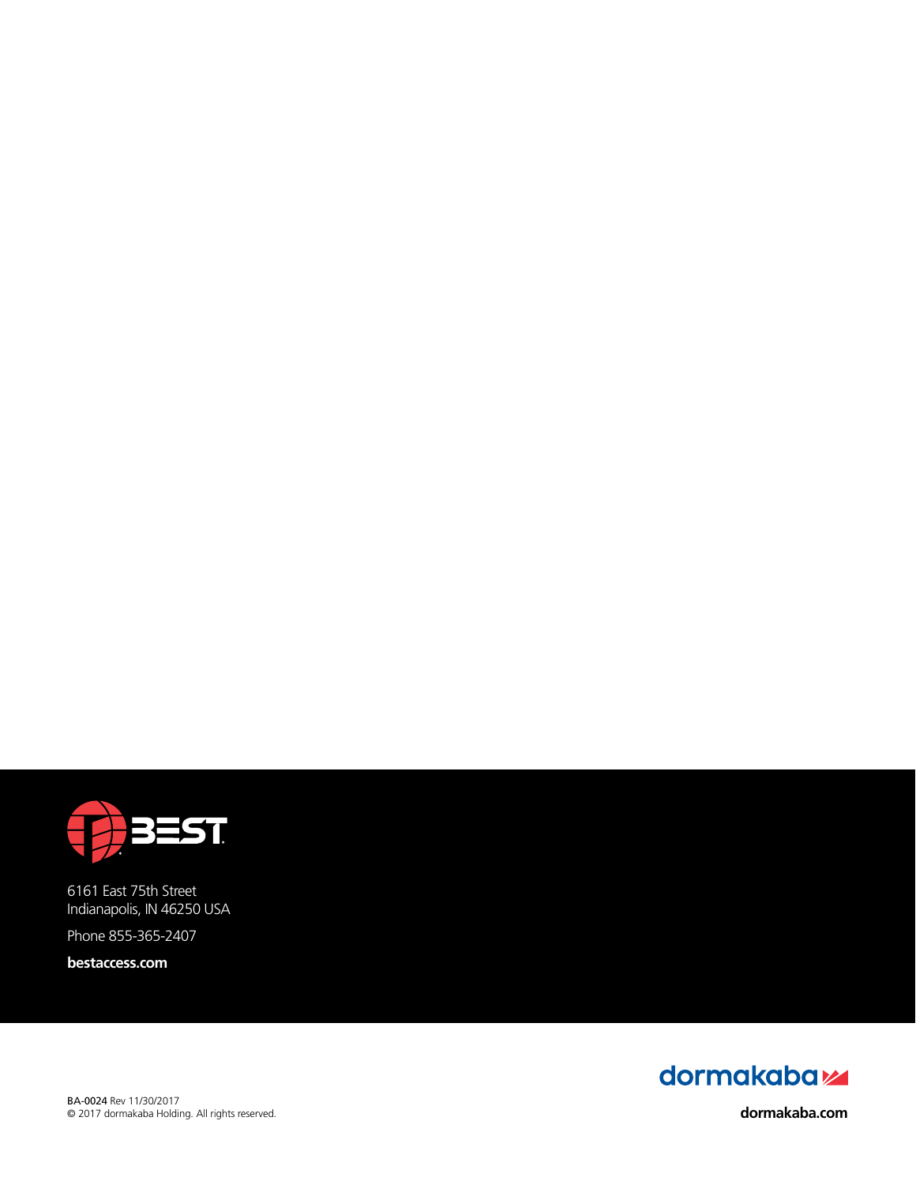BEST

6161 East 75th Street
Indianapolis, IN 46250 USA

Phone 855-365-2407

**bestaccess.com**

dormakaba

**dormakaba.com**

BA-0024 Rev 11/30/2017
© 2017 dormakaba Holding. All rights reserved.